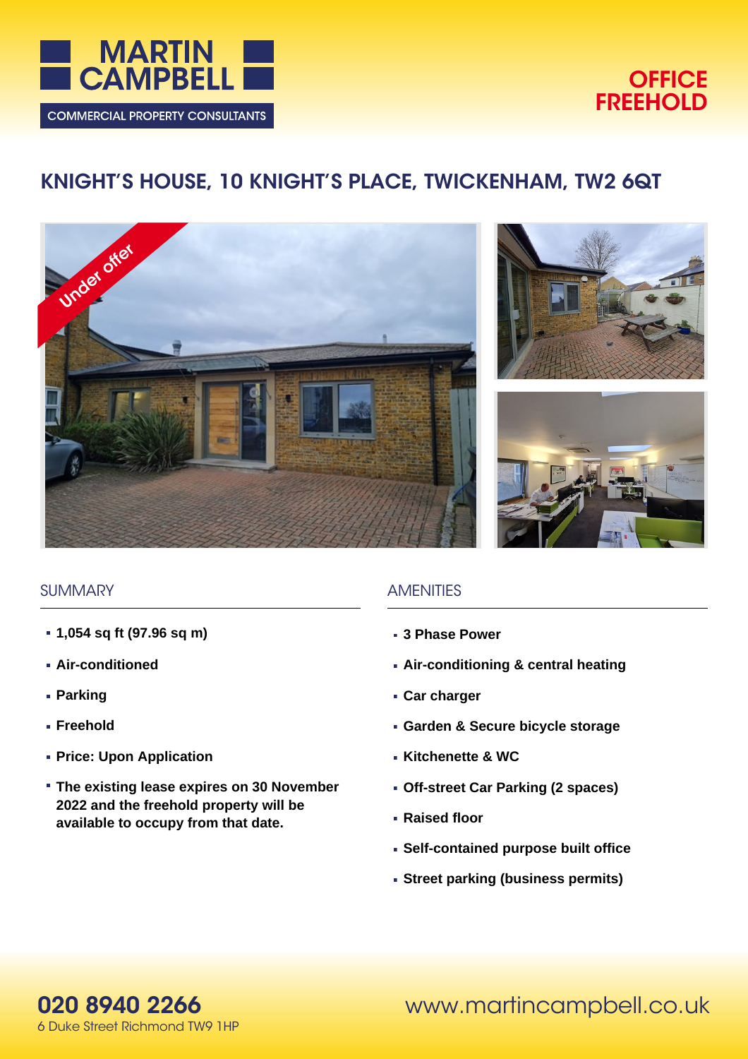MARTIN CAMPBELL

COMMERCIAL PROPERTY CONSULTANTS

**OFFICE FREEHOLD**

# KNIGHT'S HOUSE, 10 KNIGHT'S PLACE, TWICKENHAM, TW2 6QT

Under offer

## SUMMARY

- **1,054 sq ft (97.96 sq m)**
- **Air-conditioned**
- **Parking**
- **Freehold**
- **Price: Upon Application**
- **The existing lease expires on 30 November 2022 and the freehold property will be available to occupy from that date.**

## AMENITIES

- **3 Phase Power**
- **Air-conditioning & central heating**
- **Car charger**
- **Garden & Secure bicycle storage**
- **Kitchenette & WC**
- **Off-street Car Parking (2 spaces)**
- **Raised floor**
- **Self-contained purpose built office**
- **Street parking (business permits)**

**020 8940 2266**
6 Duke Street Richmond TW9 1HP

www.martincampbell.co.uk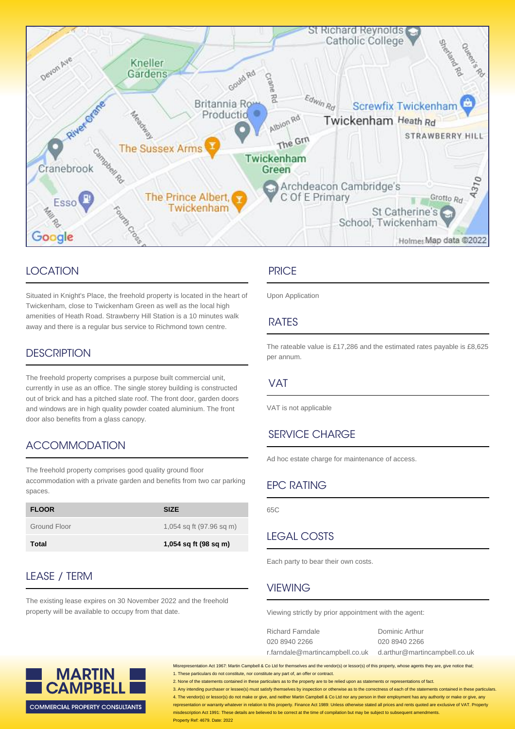## LOCATION

Situated in Knight's Place, the freehold property is located in the heart of Twickenham, close to Twickenham Green as well as the local high amenities of Heath Road. Strawberry Hill Station is a 10 minutes walk away and there is a regular bus service to Richmond town centre.

## DESCRIPTION

The freehold property comprises a purpose built commercial unit, currently in use as an office. The single storey building is constructed out of brick and has a pitched slate roof. The front door, garden doors and windows are in high quality powder coated aluminium. The front door also benefits from a glass canopy.

## ACCOMMODATION

The freehold property comprises good quality ground floor accommodation with a private garden and benefits from two car parking spaces.

| FLOOR | SIZE |
|---|---|
| Ground Floor | 1,054 sq ft (97.96 sq m) |
| **Total** | **1,054 sq ft (98 sq m)** |

## LEASE / TERM

The existing lease expires on 30 November 2022 and the freehold property will be available to occupy from that date.

## PRICE

Upon Application

## RATES

The rateable value is £17,286 and the estimated rates payable is £8,625 per annum.

## VAT

VAT is not applicable

## SERVICE CHARGE

Ad hoc estate charge for maintenance of access.

## EPC RATING

65C

## LEGAL COSTS

Each party to bear their own costs.

## VIEWING

Viewing strictly by prior appointment with the agent:

Richard Farndale
020 8940 2266
r.farndale@martincampbell.co.uk

Dominic Arthur
020 8940 2266
d.arthur@martincampbell.co.uk

**MARTIN CAMPBELL**
COMMERCIAL PROPERTY CONSULTANTS

Misrepresentation Act 1967: Martin Campbell & Co Ltd for themselves and the vendor(s) or lessor(s) of this property, whose agents they are, give notice that;
1. These particulars do not constitute, nor constitute any part of, an offer or contract.
2. None of the statements contained in these particulars as to the property are to be relied upon as statements or representations of fact.
3. Any intending purchaser or lessee(s) must satisfy themselves by inspection or otherwise as to the correctness of each of the statements contained in these particulars.
4. The vendor(s) or lessor(s) do not make or give, and neither Martin Campbell & Co Ltd nor any person in their employment has any authority or make or give, any representation or warranty whatever in relation to this property. Finance Act 1989: Unless otherwise stated all prices and rents quoted are exclusive of VAT. Property misdescription Act 1991: These details are believed to be correct at the time of compilation but may be subject to subsequent amendments.
Property Ref: 4679. Date: 2022